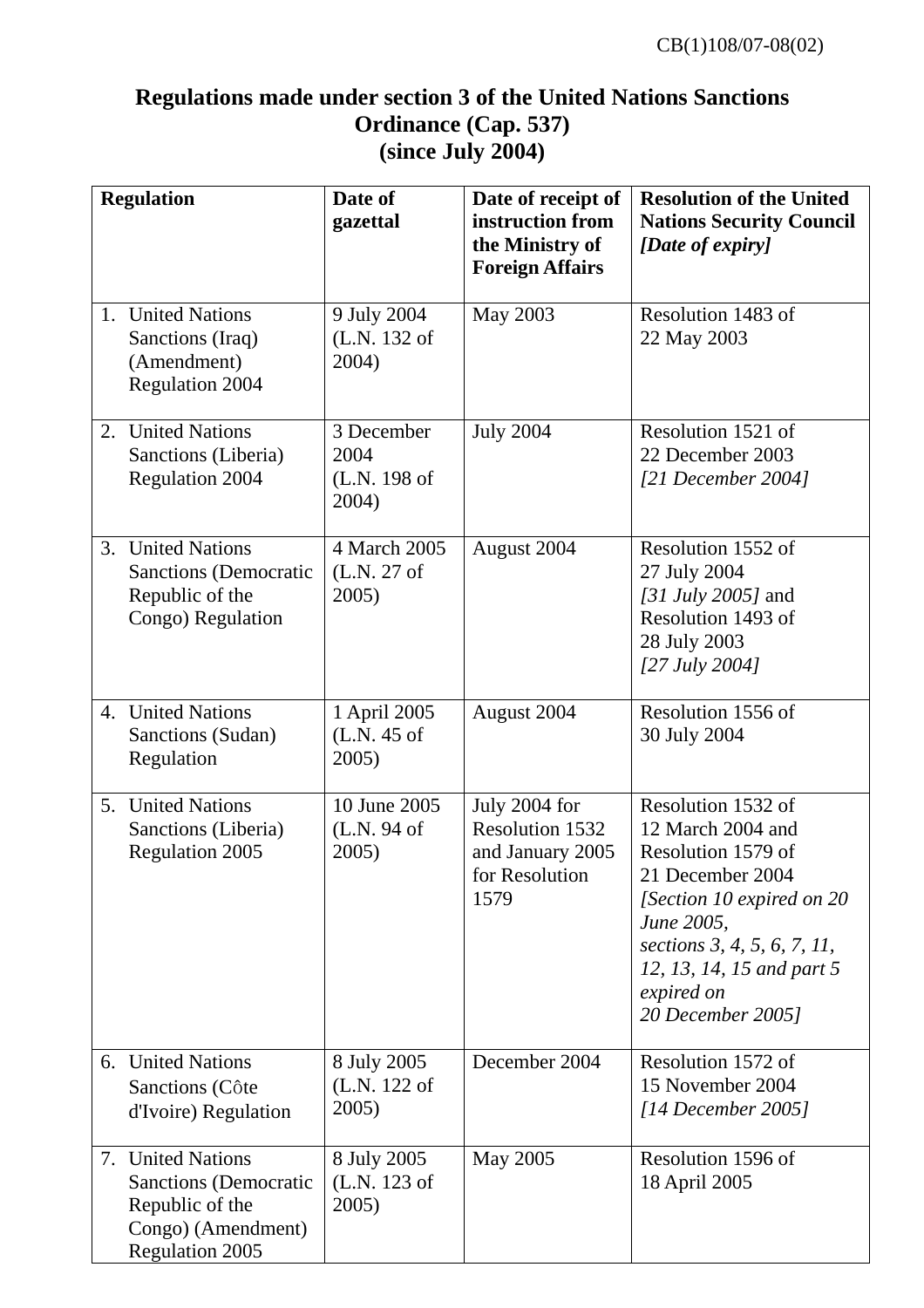CB(1)108/07-08(02)

# Regulations made under section 3 of the United Nations Sanctions Ordinance (Cap. 537) (since July 2004)

| Regulation | Date of gazettal | Date of receipt of instruction from the Ministry of Foreign Affairs | Resolution of the United Nations Security Council *[Date of expiry]* |
|---|---|---|---|
| 1. United Nations Sanctions (Iraq) (Amendment) Regulation 2004 | 9 July 2004 (L.N. 132 of 2004) | May 2003 | Resolution 1483 of 22 May 2003 |
| 2. United Nations Sanctions (Liberia) Regulation 2004 | 3 December 2004 (L.N. 198 of 2004) | July 2004 | Resolution 1521 of 22 December 2003 *[21 December 2004]* |
| 3. United Nations Sanctions (Democratic Republic of the Congo) Regulation | 4 March 2005 (L.N. 27 of 2005) | August 2004 | Resolution 1552 of 27 July 2004 *[31 July 2005]* and Resolution 1493 of 28 July 2003 *[27 July 2004]* |
| 4. United Nations Sanctions (Sudan) Regulation | 1 April 2005 (L.N. 45 of 2005) | August 2004 | Resolution 1556 of 30 July 2004 |
| 5. United Nations Sanctions (Liberia) Regulation 2005 | 10 June 2005 (L.N. 94 of 2005) | July 2004 for Resolution 1532 and January 2005 for Resolution 1579 | Resolution 1532 of 12 March 2004 and Resolution 1579 of 21 December 2004 *[Section 10 expired on 20 June 2005, sections 3, 4, 5, 6, 7, 11, 12, 13, 14, 15 and part 5 expired on 20 December 2005]* |
| 6. United Nations Sanctions (Côte d'Ivoire) Regulation | 8 July 2005 (L.N. 122 of 2005) | December 2004 | Resolution 1572 of 15 November 2004 *[14 December 2005]* |
| 7. United Nations Sanctions (Democratic Republic of the Congo) (Amendment) Regulation 2005 | 8 July 2005 (L.N. 123 of 2005) | May 2005 | Resolution 1596 of 18 April 2005 |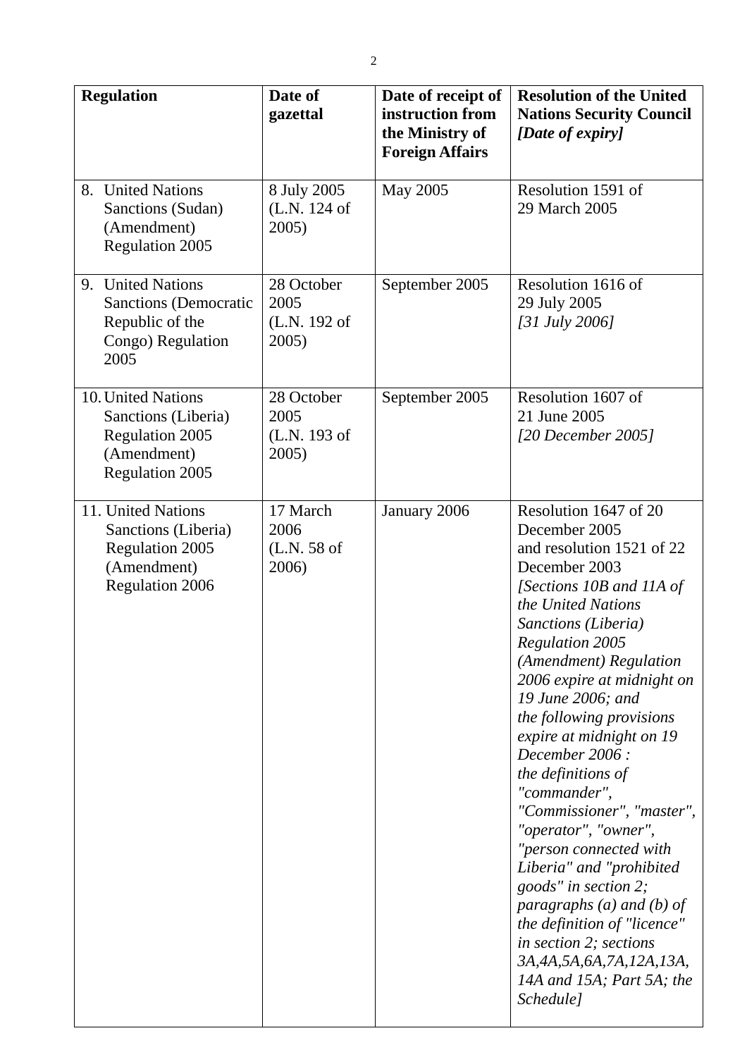| **Regulation** | **Date of gazettal** | **Date of receipt of instruction from the Ministry of Foreign Affairs** | **Resolution of the United Nations Security Council** ***[Date of expiry]*** |
|---|---|---|---|
| 8. United Nations Sanctions (Sudan) (Amendment) Regulation 2005 | 8 July 2005 (L.N. 124 of 2005) | May 2005 | Resolution 1591 of 29 March 2005 |
| 9. United Nations Sanctions (Democratic Republic of the Congo) Regulation 2005 | 28 October 2005 (L.N. 192 of 2005) | September 2005 | Resolution 1616 of 29 July 2005 *[31 July 2006]* |
| 10. United Nations Sanctions (Liberia) Regulation 2005 (Amendment) Regulation 2005 | 28 October 2005 (L.N. 193 of 2005) | September 2005 | Resolution 1607 of 21 June 2005 *[20 December 2005]* |
| 11. United Nations Sanctions (Liberia) Regulation 2005 (Amendment) Regulation 2006 | 17 March 2006 (L.N. 58 of 2006) | January 2006 | Resolution 1647 of 20 December 2005 and resolution 1521 of 22 December 2003 *[Sections 10B and 11A of the United Nations Sanctions (Liberia) Regulation 2005 (Amendment) Regulation 2006 expire at midnight on 19 June 2006; and the following provisions expire at midnight on 19 December 2006 : the definitions of "commander", "Commissioner", "master", "operator", "owner", "person connected with Liberia" and "prohibited goods" in section 2; paragraphs (a) and (b) of the definition of "licence" in section 2; sections 3A,4A,5A,6A,7A,12A,13A, 14A and 15A; Part 5A; the Schedule]* |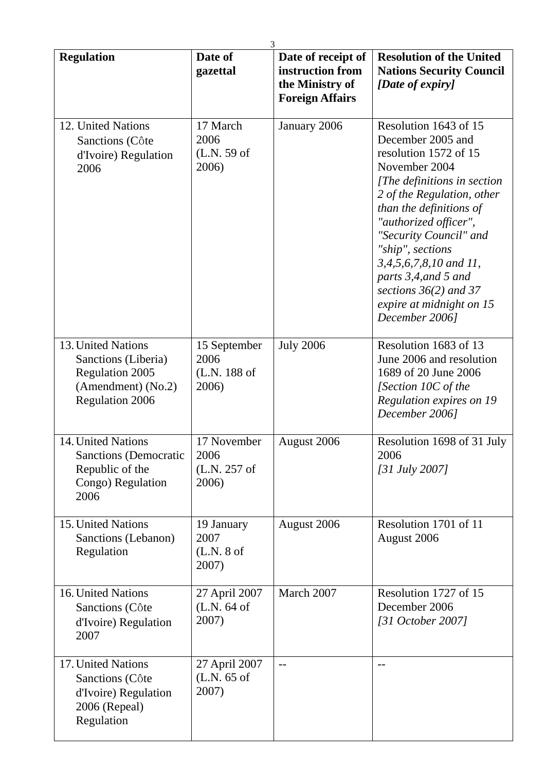| Regulation | Date of gazettal | Date of receipt of instruction from the Ministry of Foreign Affairs | Resolution of the United Nations Security Council *[Date of expiry]* |
|---|---|---|---|
| 12. United Nations Sanctions (Côte d'Ivoire) Regulation 2006 | 17 March 2006 (L.N. 59 of 2006) | January 2006 | Resolution 1643 of 15 December 2005 and resolution 1572 of 15 November 2004 *[The definitions in section 2 of the Regulation, other than the definitions of "authorized officer", "Security Council" and "ship", sections 3,4,5,6,7,8,10 and 11, parts 3,4,and 5 and sections 36(2) and 37 expire at midnight on 15 December 2006]* |
| 13. United Nations Sanctions (Liberia) Regulation 2005 (Amendment) (No.2) Regulation 2006 | 15 September 2006 (L.N. 188 of 2006) | July 2006 | Resolution 1683 of 13 June 2006 and resolution 1689 of 20 June 2006 *[Section 10C of the Regulation expires on 19 December 2006]* |
| 14. United Nations Sanctions (Democratic Republic of the Congo) Regulation 2006 | 17 November 2006 (L.N. 257 of 2006) | August 2006 | Resolution 1698 of 31 July 2006 *[31 July 2007]* |
| 15. United Nations Sanctions (Lebanon) Regulation | 19 January 2007 (L.N. 8 of 2007) | August 2006 | Resolution 1701 of 11 August 2006 |
| 16. United Nations Sanctions (Côte d'Ivoire) Regulation 2007 | 27 April 2007 (L.N. 64 of 2007) | March 2007 | Resolution 1727 of 15 December 2006 *[31 October 2007]* |
| 17. United Nations Sanctions (Côte d'Ivoire) Regulation 2006 (Repeal) Regulation | 27 April 2007 (L.N. 65 of 2007) | -- | -- |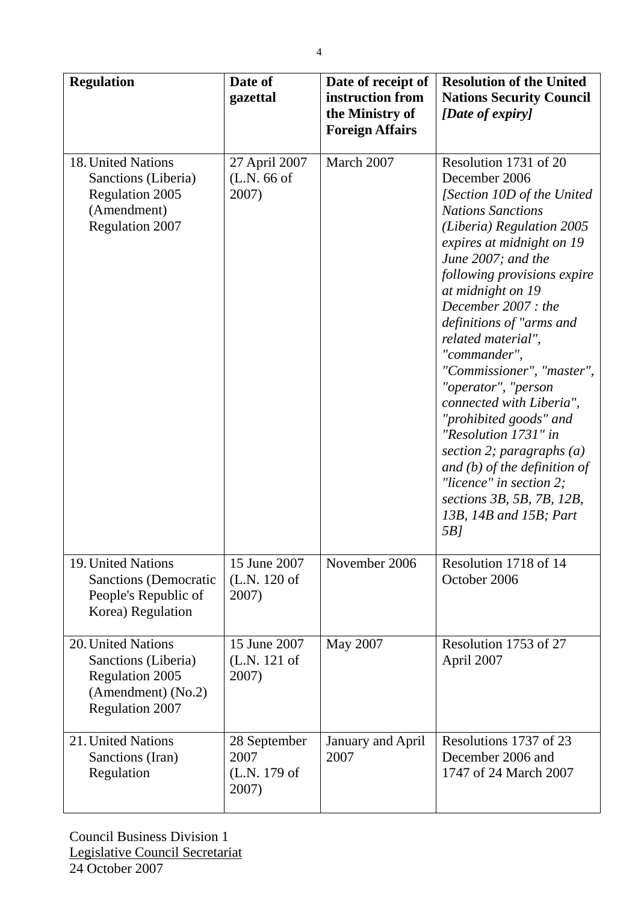| **Regulation** | **Date of gazettal** | **Date of receipt of instruction from the Ministry of Foreign Affairs** | **Resolution of the United Nations Security Council *[Date of expiry]*** |
|---|---|---|---|
| 18. United Nations Sanctions (Liberia) Regulation 2005 (Amendment) Regulation 2007 | 27 April 2007 (L.N. 66 of 2007) | March 2007 | Resolution 1731 of 20 December 2006 *[Section 10D of the United Nations Sanctions (Liberia) Regulation 2005 expires at midnight on 19 June 2007; and the following provisions expire at midnight on 19 December 2007 : the definitions of "arms and related material", "commander", "Commissioner", "master", "operator", "person connected with Liberia", "prohibited goods" and "Resolution 1731" in section 2; paragraphs (a) and (b) of the definition of "licence" in section 2; sections 3B, 5B, 7B, 12B, 13B, 14B and 15B; Part 5B]* |
| 19. United Nations Sanctions (Democratic People's Republic of Korea) Regulation | 15 June 2007 (L.N. 120 of 2007) | November 2006 | Resolution 1718 of 14 October 2006 |
| 20. United Nations Sanctions (Liberia) Regulation 2005 (Amendment) (No.2) Regulation 2007 | 15 June 2007 (L.N. 121 of 2007) | May 2007 | Resolution 1753 of 27 April 2007 |
| 21. United Nations Sanctions (Iran) Regulation | 28 September 2007 (L.N. 179 of 2007) | January and April 2007 | Resolutions 1737 of 23 December 2006 and 1747 of 24 March 2007 |

Council Business Division 1
Legislative Council Secretariat
24 October 2007